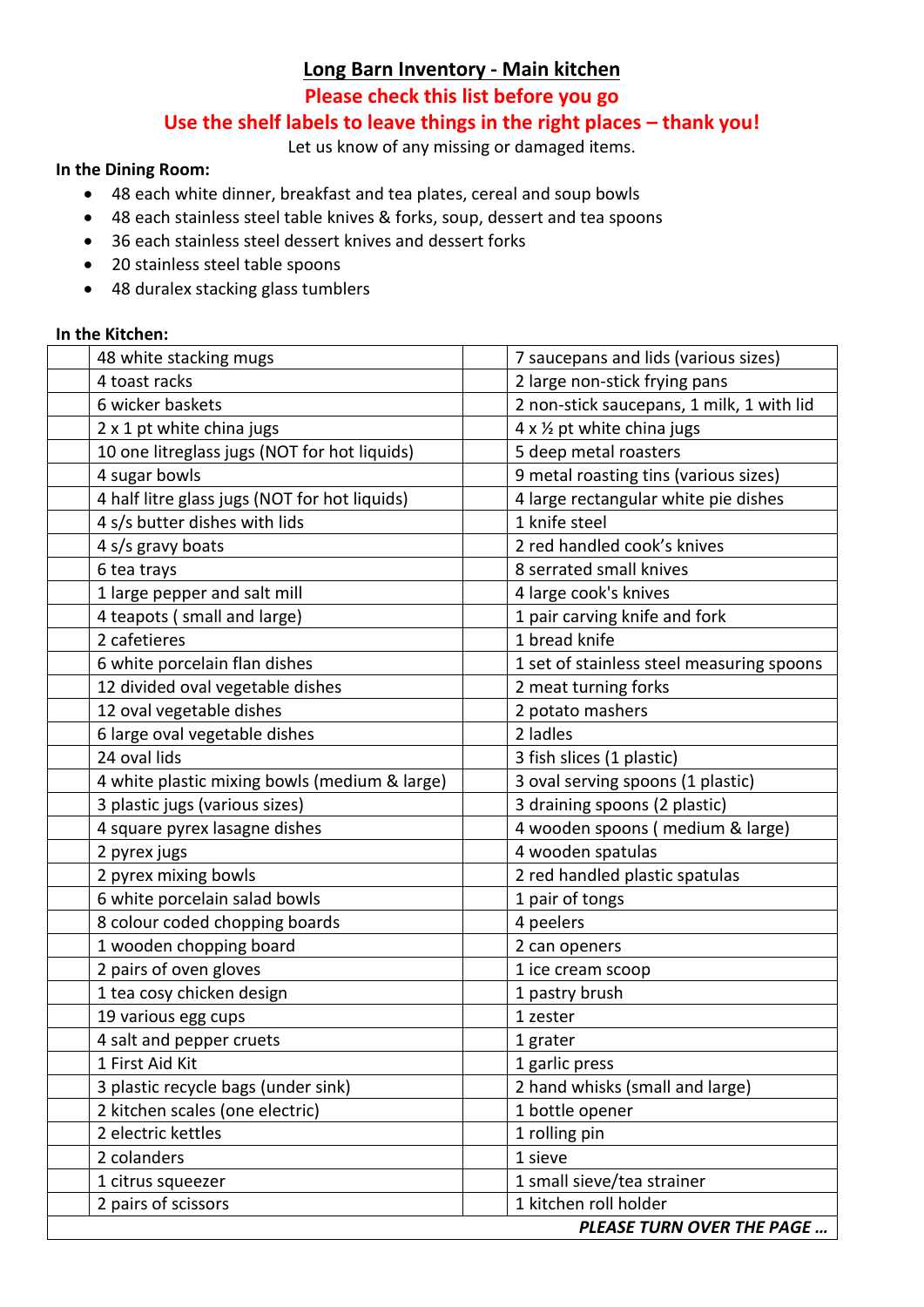# Long Barn Inventory - Main kitchen

**Please check this list before you go**

**Use the shelf labels to leave things in the right places – thank you!**

Let us know of any missing or damaged items.

**In the Dining Room:**

- 48 each white dinner, breakfast and tea plates, cereal and soup bowls
- 48 each stainless steel table knives & forks, soup, dessert and tea spoons
- 36 each stainless steel dessert knives and dessert forks
- 20 stainless steel table spoons
- 48 duralex stacking glass tumblers

**In the Kitchen:**

| | Item | | Item |
|---|---|---|---|
| | 48 white stacking mugs | | 7 saucepans and lids (various sizes) |
| | 4 toast racks | | 2 large non-stick frying pans |
| | 6 wicker baskets | | 2 non-stick saucepans, 1 milk, 1 with lid |
| | 2 x 1 pt white china jugs | | 4 x ½ pt white china jugs |
| | 10 one litreglass jugs (NOT for hot liquids) | | 5 deep metal roasters |
| | 4 sugar bowls | | 9 metal roasting tins (various sizes) |
| | 4 half litre glass jugs (NOT for hot liquids) | | 4 large rectangular white pie dishes |
| | 4 s/s butter dishes with lids | | 1 knife steel |
| | 4 s/s gravy boats | | 2 red handled cook's knives |
| | 6 tea trays | | 8 serrated small knives |
| | 1 large pepper and salt mill | | 4 large cook's knives |
| | 4 teapots ( small and large) | | 1 pair carving knife and fork |
| | 2 cafetieres | | 1 bread knife |
| | 6 white porcelain flan dishes | | 1 set of stainless steel measuring spoons |
| | 12 divided oval vegetable dishes | | 2 meat turning forks |
| | 12 oval vegetable dishes | | 2 potato mashers |
| | 6 large oval vegetable dishes | | 2 ladles |
| | 24 oval lids | | 3 fish slices (1 plastic) |
| | 4 white plastic mixing bowls (medium & large) | | 3 oval serving spoons (1 plastic) |
| | 3 plastic jugs (various sizes) | | 3 draining spoons (2 plastic) |
| | 4 square pyrex lasagne dishes | | 4 wooden spoons ( medium & large) |
| | 2 pyrex jugs | | 4 wooden spatulas |
| | 2 pyrex mixing bowls | | 2 red handled plastic spatulas |
| | 6 white porcelain salad bowls | | 1 pair of tongs |
| | 8 colour coded chopping boards | | 4 peelers |
| | 1 wooden chopping board | | 2 can openers |
| | 2 pairs of oven gloves | | 1 ice cream scoop |
| | 1 tea cosy chicken design | | 1 pastry brush |
| | 19 various egg cups | | 1 zester |
| | 4 salt and pepper cruets | | 1 grater |
| | 1 First Aid Kit | | 1 garlic press |
| | 3 plastic recycle bags (under sink) | | 2 hand whisks (small and large) |
| | 2 kitchen scales (one electric) | | 1 bottle opener |
| | 2 electric kettles | | 1 rolling pin |
| | 2 colanders | | 1 sieve |
| | 1 citrus squeezer | | 1 small sieve/tea strainer |
| | 2 pairs of scissors | | 1 kitchen roll holder |

***PLEASE TURN OVER THE PAGE …***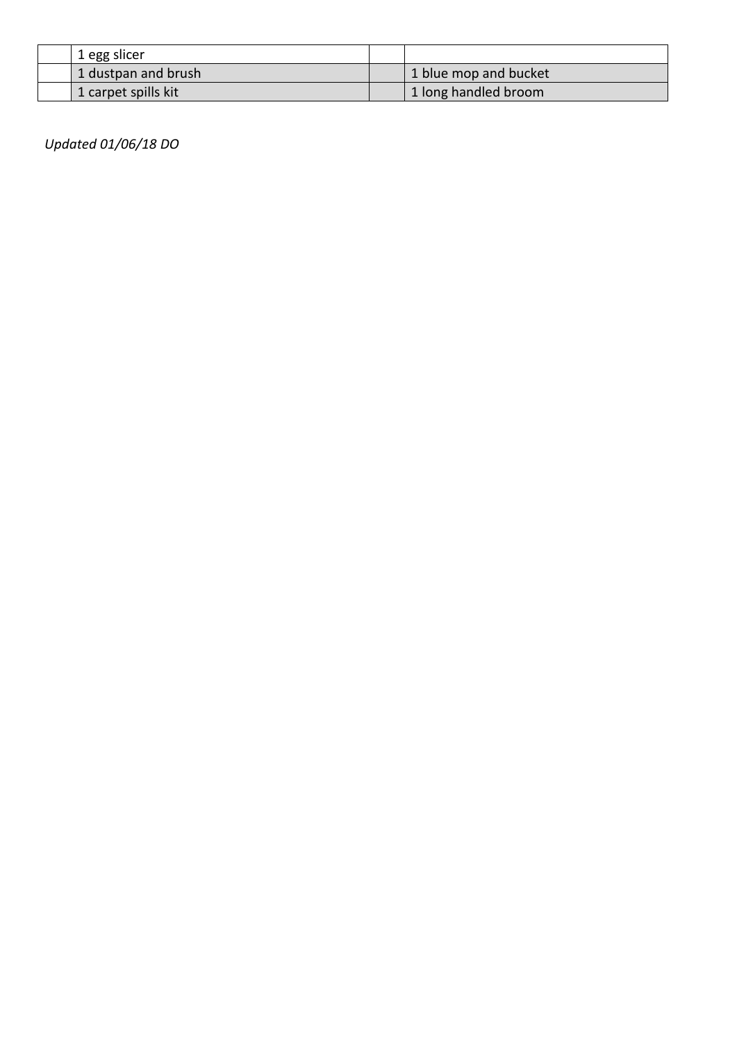| | | | |
|---|---|---|---|
| | 1 egg slicer | | |
| | 1 dustpan and brush | | 1 blue mop and bucket |
| | 1 carpet spills kit | | 1 long handled broom |

*Updated 01/06/18 DO*